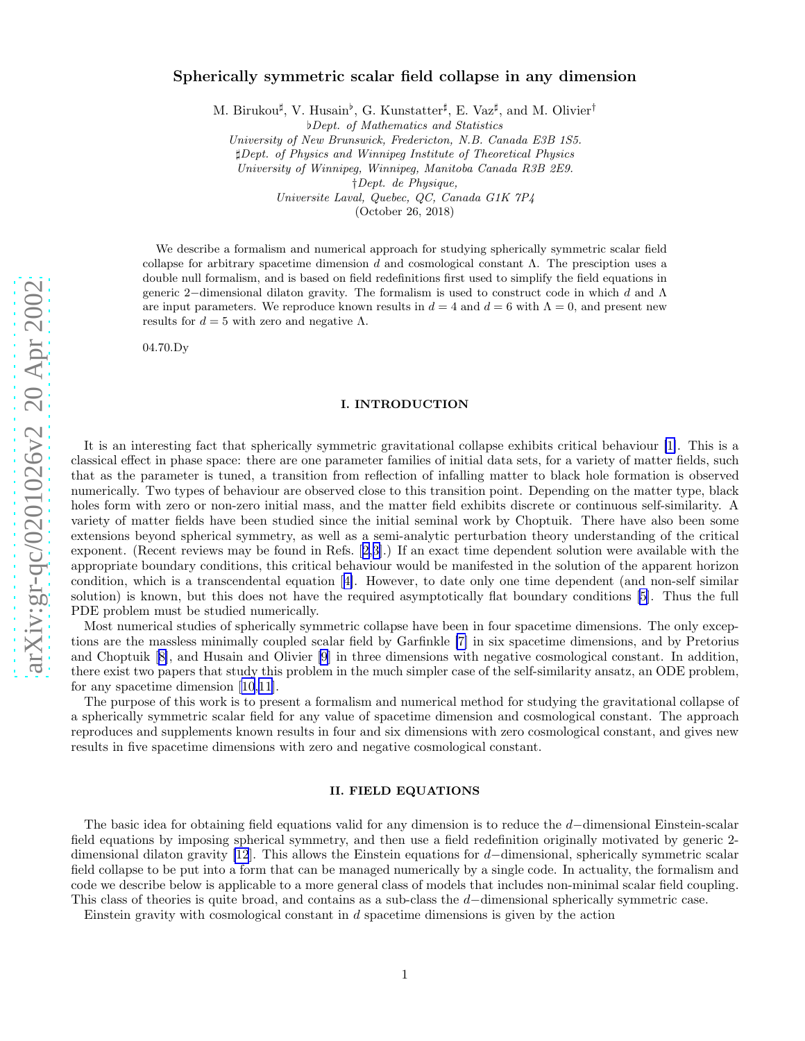# Spherically symmetric scalar field collapse in any dimension

M. Birukou[♯], V. Husain[♭], G. Kunstatter[♯], E. Vaz[♯], and M. Olivier[†]

[♭]*Dept. of Mathematics and Statistics*
*University of New Brunswick, Fredericton, N.B. Canada E3B 1S5.*
[♯]*Dept. of Physics and Winnipeg Institute of Theoretical Physics*
*University of Winnipeg, Winnipeg, Manitoba Canada R3B 2E9.*
[†]*Dept. de Physique,*
*Universite Laval, Quebec, QC, Canada G1K 7P4*
(October 26, 2018)

We describe a formalism and numerical approach for studying spherically symmetric scalar field collapse for arbitrary spacetime dimension $d$ and cosmological constant $\Lambda$. The presciption uses a double null formalism, and is based on field redefinitions first used to simplify the field equations in generic 2−dimensional dilaton gravity. The formalism is used to construct code in which $d$ and $\Lambda$ are input parameters. We reproduce known results in $d = 4$ and $d = 6$ with $\Lambda = 0$, and present new results for $d = 5$ with zero and negative $\Lambda$.

04.70.Dy

## I. INTRODUCTION

It is an interesting fact that spherically symmetric gravitational collapse exhibits critical behaviour [1]. This is a classical effect in phase space: there are one parameter families of initial data sets, for a variety of matter fields, such that as the parameter is tuned, a transition from reflection of infalling matter to black hole formation is observed numerically. Two types of behaviour are observed close to this transition point. Depending on the matter type, black holes form with zero or non-zero initial mass, and the matter field exhibits discrete or continuous self-similarity. A variety of matter fields have been studied since the initial seminal work by Choptuik. There have also been some extensions beyond spherical symmetry, as well as a semi-analytic perturbation theory understanding of the critical exponent. (Recent reviews may be found in Refs. [2,3].) If an exact time dependent solution were available with the appropriate boundary conditions, this critical behaviour would be manifested in the solution of the apparent horizon condition, which is a transcendental equation [4]. However, to date only one time dependent (and non-self similar solution) is known, but this does not have the required asymptotically flat boundary conditions [5]. Thus the full PDE problem must be studied numerically.

Most numerical studies of spherically symmetric collapse have been in four spacetime dimensions. The only exceptions are the massless minimally coupled scalar field by Garfinkle [7] in six spacetime dimensions, and by Pretorius and Choptuik [8], and Husain and Olivier [9] in three dimensions with negative cosmological constant. In addition, there exist two papers that study this problem in the much simpler case of the self-similarity ansatz, an ODE problem, for any spacetime dimension [10,11].

The purpose of this work is to present a formalism and numerical method for studying the gravitational collapse of a spherically symmetric scalar field for any value of spacetime dimension and cosmological constant. The approach reproduces and supplements known results in four and six dimensions with zero cosmological constant, and gives new results in five spacetime dimensions with zero and negative cosmological constant.

## II. FIELD EQUATIONS

The basic idea for obtaining field equations valid for any dimension is to reduce the $d-$dimensional Einstein-scalar field equations by imposing spherical symmetry, and then use a field redefinition originally motivated by generic 2-dimensional dilaton gravity [12]. This allows the Einstein equations for $d-$dimensional, spherically symmetric scalar field collapse to be put into a form that can be managed numerically by a single code. In actuality, the formalism and code we describe below is applicable to a more general class of models that includes non-minimal scalar field coupling. This class of theories is quite broad, and contains as a sub-class the $d-$dimensional spherically symmetric case.

Einstein gravity with cosmological constant in $d$ spacetime dimensions is given by the action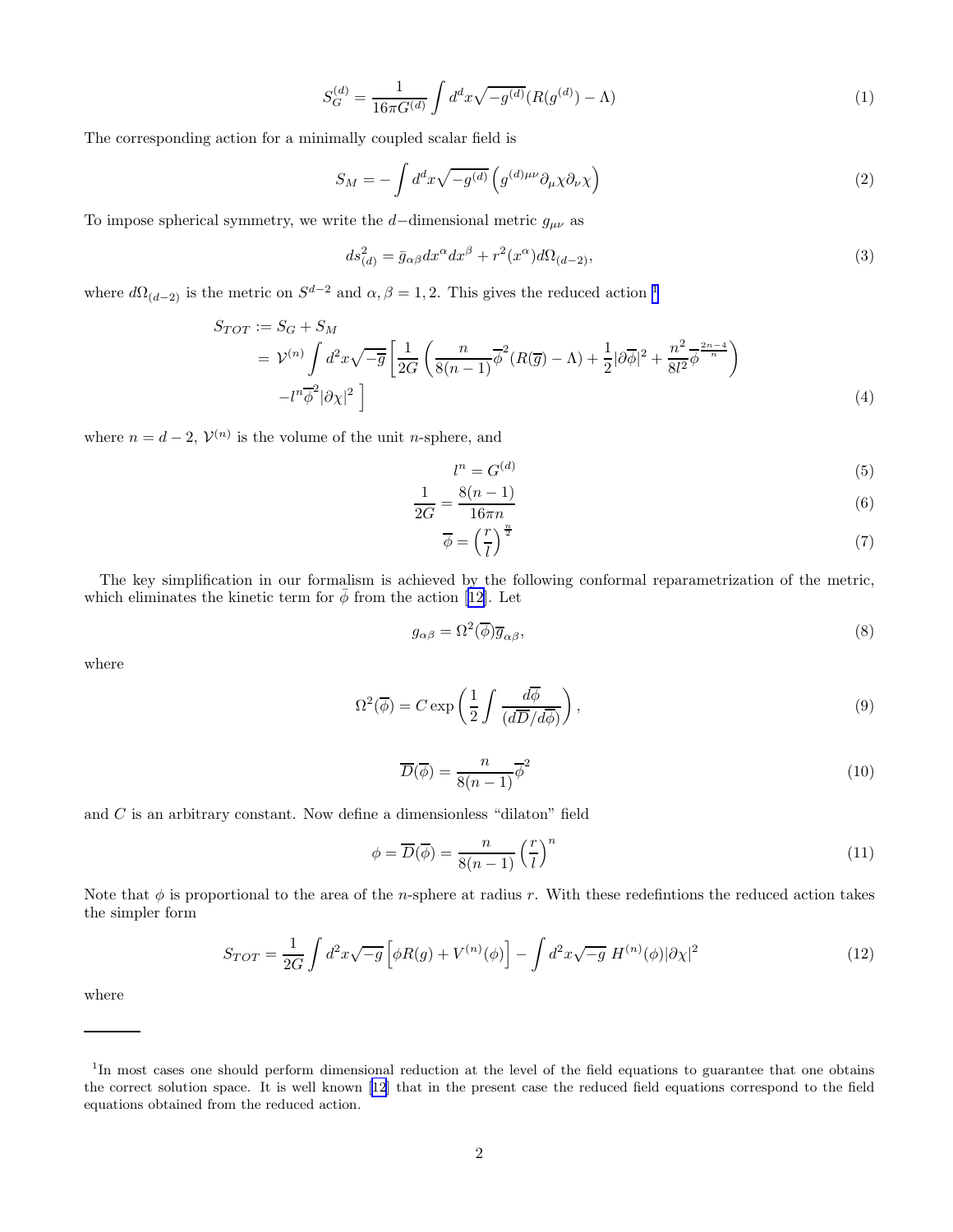$$S_G^{(d)} = \frac{1}{16\pi G^{(d)}} \int d^d x \sqrt{-g^{(d)}} (R(g^{(d)}) - \Lambda) \tag{1}$$

The corresponding action for a minimally coupled scalar field is

$$S_M = - \int d^d x \sqrt{-g^{(d)}} \left( g^{(d)\mu\nu} \partial_\mu \chi \partial_\nu \chi \right) \tag{2}$$

To impose spherical symmetry, we write the $d$−dimensional metric $g_{\mu\nu}$ as

$$ds^2_{(d)} = \bar{g}_{\alpha\beta} dx^\alpha dx^\beta + r^2(x^\alpha) d\Omega_{(d-2)}, \tag{3}$$

where $d\Omega_{(d-2)}$ is the metric on $S^{d-2}$ and $\alpha, \beta = 1, 2$. This gives the reduced action [1]

$$\begin{aligned} S_{TOT} &:= S_G + S_M \\ &= \mathcal{V}^{(n)} \int d^2 x \sqrt{-\overline{g}} \left[ \frac{1}{2G} \left( \frac{n}{8(n-1)} \overline{\phi}^2 (R(\overline{g}) - \Lambda) + \frac{1}{2} |\partial \overline{\phi}|^2 + \frac{n^2}{8l^2} \overline{\phi}^{\frac{2n-4}{n}} \right) \right. \\ &\quad \left. - l^n \overline{\phi}^2 |\partial \chi|^2 \right] \end{aligned} \tag{4}$$

where $n = d - 2$, $\mathcal{V}^{(n)}$ is the volume of the unit $n$-sphere, and

$$l^n = G^{(d)} \tag{5}$$

$$\frac{1}{2G} = \frac{8(n-1)}{16\pi n} \tag{6}$$

$$\overline{\phi} = \left( \frac{r}{l} \right)^{\frac{n}{2}} \tag{7}$$

The key simplification in our formalism is achieved by the following conformal reparametrization of the metric, which eliminates the kinetic term for $\bar{\phi}$ from the action [12]. Let

$$g_{\alpha\beta} = \Omega^2(\overline{\phi}) \overline{g}_{\alpha\beta}, \tag{8}$$

where

$$\Omega^2(\overline{\phi}) = C \exp \left( \frac{1}{2} \int \frac{d\overline{\phi}}{(d\overline{D}/d\overline{\phi})} \right), \tag{9}$$

$$\overline{D}(\overline{\phi}) = \frac{n}{8(n-1)} \overline{\phi}^2 \tag{10}$$

and $C$ is an arbitrary constant. Now define a dimensionless "dilaton" field

$$\phi = \overline{D}(\overline{\phi}) = \frac{n}{8(n-1)} \left( \frac{r}{l} \right)^n \tag{11}$$

Note that $\phi$ is proportional to the area of the $n$-sphere at radius $r$. With these redefintions the reduced action takes the simpler form

$$S_{TOT} = \frac{1}{2G} \int d^2 x \sqrt{-g} \left[ \phi R(g) + V^{(n)}(\phi) \right] - \int d^2 x \sqrt{-g} \; H^{(n)}(\phi) |\partial \chi|^2 \tag{12}$$

where

---

[1] In most cases one should perform dimensional reduction at the level of the field equations to guarantee that one obtains the correct solution space. It is well known [12] that in the present case the reduced field equations correspond to the field equations obtained from the reduced action.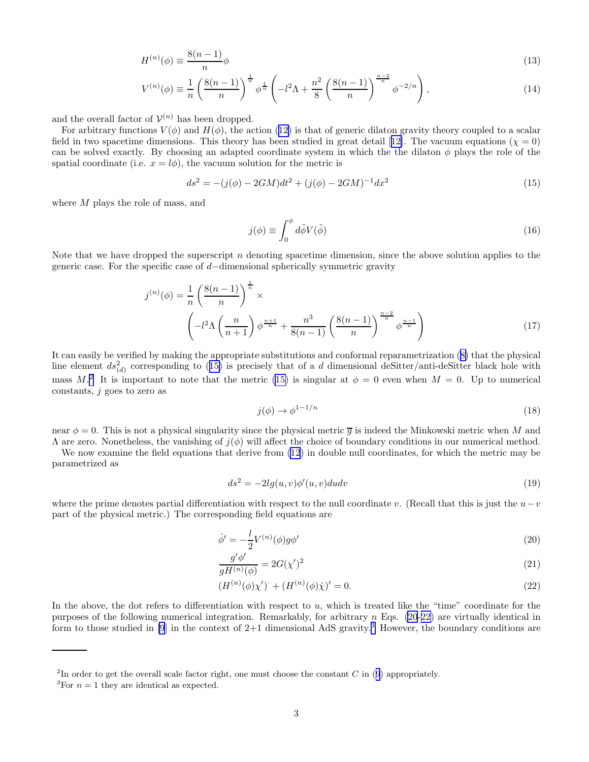$$H^{(n)}(\phi) \equiv \frac{8(n-1)}{n}\phi \tag{13}$$

$$V^{(n)}(\phi) \equiv \frac{1}{n}\left(\frac{8(n-1)}{n}\right)^{\frac{1}{n}} \phi^{\frac{1}{n}} \left(-l^2\Lambda + \frac{n^2}{8}\left(\frac{8(n-1)}{n}\right)^{\frac{n-2}{n}} \phi^{-2/n}\right), \tag{14}$$

and the overall factor of $\mathcal{V}^{(n)}$ has been dropped.

For arbitrary functions $V(\phi)$ and $H(\phi)$, the action (12) is that of generic dilaton gravity theory coupled to a scalar field in two spacetime dimensions. This theory has been studied in great detail [12]. The vacuum equations ($\chi = 0$) can be solved exactly. By choosing an adapted coordinate system in which the the dilaton $\phi$ plays the role of the spatial coordinate (i.e. $x = l\phi$), the vacuum solution for the metric is

$$ds^2 = -(j(\phi) - 2GM)dt^2 + (j(\phi) - 2GM)^{-1}dx^2 \tag{15}$$

where $M$ plays the role of mass, and

$$j(\phi) \equiv \int_0^{\phi} d\tilde{\phi} V(\tilde{\phi}) \tag{16}$$

Note that we have dropped the superscript $n$ denoting spacetime dimension, since the above solution applies to the generic case. For the specific case of $d-$dimensional spherically symmetric gravity

$$j^{(n)}(\phi) = \frac{1}{n}\left(\frac{8(n-1)}{n}\right)^{\frac{1}{n}} \times \left(-l^2\Lambda\left(\frac{n}{n+1}\right)\phi^{\frac{n+1}{n}} + \frac{n^3}{8(n-1)}\left(\frac{8(n-1)}{n}\right)^{\frac{n-2}{n}} \phi^{\frac{n-1}{n}}\right) \tag{17}$$

It can easily be verified by making the appropriate substitutions and conformal reparametrization (8) that the physical line element $ds^2_{(d)}$ corresponding to (15) is precisely that of a $d$ dimensional deSitter/anti-deSitter black hole with mass $M$.[2] It is important to note that the metric (15) is singular at $\phi = 0$ even when $M = 0$. Up to numerical constants, $j$ goes to zero as

$$j(\phi) \to \phi^{1-1/n} \tag{18}$$

near $\phi = 0$. This is not a physical singularity since the physical metric $\overline{g}$ is indeed the Minkowski metric when $M$ and $\Lambda$ are zero. Nonetheless, the vanishing of $j(\phi)$ will affect the choice of boundary conditions in our numerical method.

We now examine the field equations that derive from (12) in double null coordinates, for which the metric may be parametrized as

$$ds^2 = -2lg(u,v)\phi'(u,v)dudv \tag{19}$$

where the prime denotes partial differentiation with respect to the null coordinate $v$. (Recall that this is just the $u-v$ part of the physical metric.) The corresponding field equations are

$$\dot{\phi}' = -\frac{l}{2}V^{(n)}(\phi)g\phi' \tag{20}$$

$$\frac{g'\phi'}{gH^{(n)}(\phi)} = 2G(\chi')^2 \tag{21}$$

$$(H^{(n)}(\phi)\chi')^{\cdot} + (H^{(n)}(\phi)\dot{\chi})' = 0. \tag{22}$$

In the above, the dot refers to differentiation with respect to $u$, which is treated like the "time" coordinate for the purposes of the following numerical integration. Remarkably, for arbitrary $n$ Eqs. (20-22) are virtually identical in form to those studied in [9] in the context of 2+1 dimensional AdS gravity.[3] However, the boundary conditions are

---

[2] In order to get the overall scale factor right, one must choose the constant $C$ in (9) appropriately.

[3] For $n = 1$ they are identical as expected.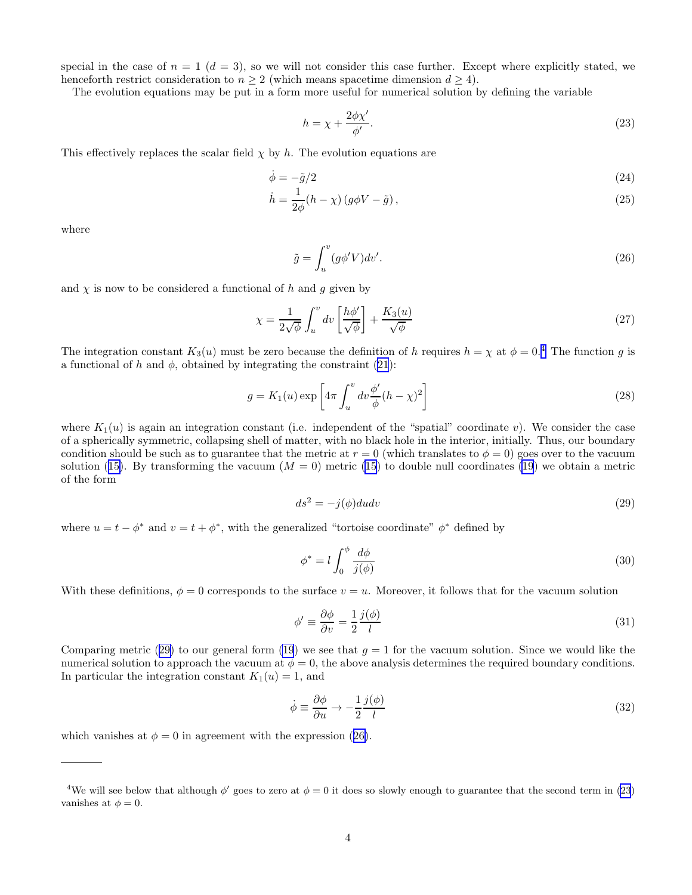special in the case of $n = 1$ ($d = 3$), so we will not consider this case further. Except where explicitly stated, we henceforth restrict consideration to $n \geq 2$ (which means spacetime dimension $d \geq 4$).

The evolution equations may be put in a form more useful for numerical solution by defining the variable

$$h = \chi + \frac{2\phi\chi'}{\phi'}. \tag{23}$$

This effectively replaces the scalar field $\chi$ by $h$. The evolution equations are

$$\dot{\phi} = -\tilde{g}/2 \tag{24}$$

$$\dot{h} = \frac{1}{2\phi}(h - \chi)\left(g\phi V - \tilde{g}\right), \tag{25}$$

where

$$\tilde{g} = \int_u^v (g\phi' V) dv'. \tag{26}$$

and $\chi$ is now to be considered a functional of $h$ and $g$ given by

$$\chi = \frac{1}{2\sqrt{\phi}} \int_u^v dv \left[\frac{h\phi'}{\sqrt{\phi}}\right] + \frac{K_3(u)}{\sqrt{\phi}} \tag{27}$$

The integration constant $K_3(u)$ must be zero because the definition of $h$ requires $h = \chi$ at $\phi = 0$.[4] The function $g$ is a functional of $h$ and $\phi$, obtained by integrating the constraint (21):

$$g = K_1(u) \exp\left[4\pi \int_u^v dv \frac{\phi'}{\phi}(h - \chi)^2\right] \tag{28}$$

where $K_1(u)$ is again an integration constant (i.e. independent of the "spatial" coordinate $v$). We consider the case of a spherically symmetric, collapsing shell of matter, with no black hole in the interior, initially. Thus, our boundary condition should be such as to guarantee that the metric at $r = 0$ (which translates to $\phi = 0$) goes over to the vacuum solution (15). By transforming the vacuum ($M = 0$) metric (15) to double null coordinates (19) we obtain a metric of the form

$$ds^2 = -j(\phi) du dv \tag{29}$$

where $u = t - \phi^*$ and $v = t + \phi^*$, with the generalized "tortoise coordinate" $\phi^*$ defined by

$$\phi^* = l \int_0^\phi \frac{d\phi}{j(\phi)} \tag{30}$$

With these definitions, $\phi = 0$ corresponds to the surface $v = u$. Moreover, it follows that for the vacuum solution

$$\phi' \equiv \frac{\partial \phi}{\partial v} = \frac{1}{2}\frac{j(\phi)}{l} \tag{31}$$

Comparing metric (29) to our general form (19) we see that $g = 1$ for the vacuum solution. Since we would like the numerical solution to approach the vacuum at $\phi = 0$, the above analysis determines the required boundary conditions. In particular the integration constant $K_1(u) = 1$, and

$$\dot{\phi} \equiv \frac{\partial \phi}{\partial u} \to -\frac{1}{2}\frac{j(\phi)}{l} \tag{32}$$

which vanishes at $\phi = 0$ in agreement with the expression (26).

---

[4] We will see below that although $\phi'$ goes to zero at $\phi = 0$ it does so slowly enough to guarantee that the second term in (23) vanishes at $\phi = 0$.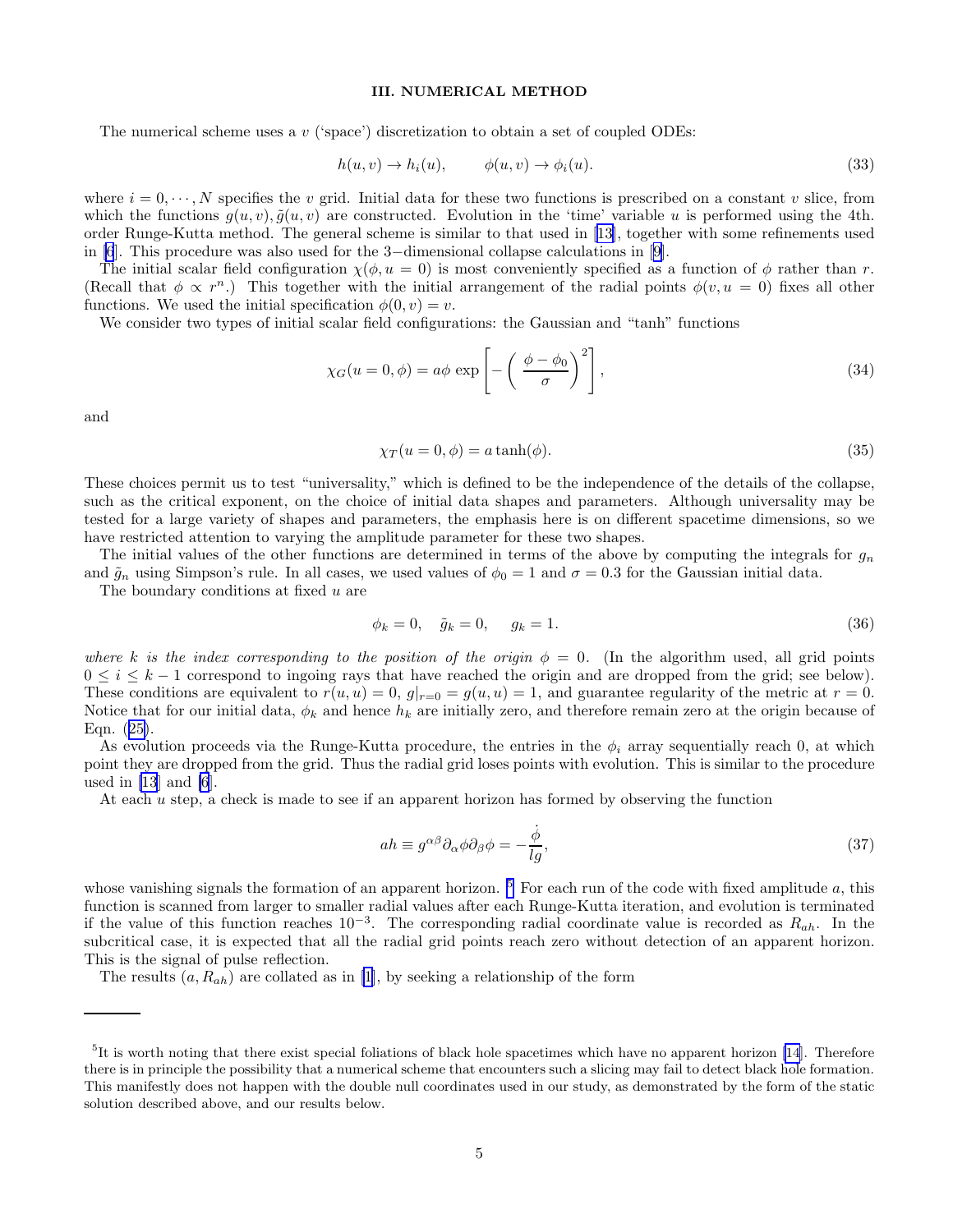## III. NUMERICAL METHOD

The numerical scheme uses a $v$ ('space') discretization to obtain a set of coupled ODEs:

$$h(u,v) \to h_i(u), \qquad \phi(u,v) \to \phi_i(u). \tag{33}$$

where $i = 0, \cdots, N$ specifies the $v$ grid. Initial data for these two functions is prescribed on a constant $v$ slice, from which the functions $g(u,v), \tilde{g}(u,v)$ are constructed. Evolution in the 'time' variable $u$ is performed using the 4th. order Runge-Kutta method. The general scheme is similar to that used in [13], together with some refinements used in [6]. This procedure was also used for the 3−dimensional collapse calculations in [9].

The initial scalar field configuration $\chi(\phi, u = 0)$ is most conveniently specified as a function of $\phi$ rather than $r$. (Recall that $\phi \propto r^n$.) This together with the initial arrangement of the radial points $\phi(v, u = 0)$ fixes all other functions. We used the initial specification $\phi(0, v) = v$.

We consider two types of initial scalar field configurations: the Gaussian and "tanh" functions

$$\chi_G(u = 0, \phi) = a\phi \, \exp\left[ -\left( \frac{\phi - \phi_0}{\sigma} \right)^2 \right], \tag{34}$$

and

$$\chi_T(u = 0, \phi) = a \tanh(\phi). \tag{35}$$

These choices permit us to test "universality," which is defined to be the independence of the details of the collapse, such as the critical exponent, on the choice of initial data shapes and parameters. Although universality may be tested for a large variety of shapes and parameters, the emphasis here is on different spacetime dimensions, so we have restricted attention to varying the amplitude parameter for these two shapes.

The initial values of the other functions are determined in terms of the above by computing the integrals for $g_n$ and $\tilde{g}_n$ using Simpson's rule. In all cases, we used values of $\phi_0 = 1$ and $\sigma = 0.3$ for the Gaussian initial data.

The boundary conditions at fixed $u$ are

$$\phi_k = 0, \quad \tilde{g}_k = 0, \quad g_k = 1. \tag{36}$$

*where $k$ is the index corresponding to the position of the origin $\phi = 0$.* (In the algorithm used, all grid points $0 \le i \le k - 1$ correspond to ingoing rays that have reached the origin and are dropped from the grid; see below). These conditions are equivalent to $r(u,u) = 0$, $g|_{r=0} = g(u,u) = 1$, and guarantee regularity of the metric at $r = 0$. Notice that for our initial data, $\phi_k$ and hence $h_k$ are initially zero, and therefore remain zero at the origin because of Eqn. (25).

As evolution proceeds via the Runge-Kutta procedure, the entries in the $\phi_i$ array sequentially reach 0, at which point they are dropped from the grid. Thus the radial grid loses points with evolution. This is similar to the procedure used in [13] and [6].

At each $u$ step, a check is made to see if an apparent horizon has formed by observing the function

$$ah \equiv g^{\alpha\beta}\partial_\alpha\phi\partial_\beta\phi = -\frac{\dot{\phi}}{lg}, \tag{37}$$

whose vanishing signals the formation of an apparent horizon. [5] For each run of the code with fixed amplitude $a$, this function is scanned from larger to smaller radial values after each Runge-Kutta iteration, and evolution is terminated if the value of this function reaches $10^{-3}$. The corresponding radial coordinate value is recorded as $R_{ah}$. In the subcritical case, it is expected that all the radial grid points reach zero without detection of an apparent horizon. This is the signal of pulse reflection.

The results $(a, R_{ah})$ are collated as in [1], by seeking a relationship of the form

---

[5] It is worth noting that there exist special foliations of black hole spacetimes which have no apparent horizon [14]. Therefore there is in principle the possibility that a numerical scheme that encounters such a slicing may fail to detect black hole formation. This manifestly does not happen with the double null coordinates used in our study, as demonstrated by the form of the static solution described above, and our results below.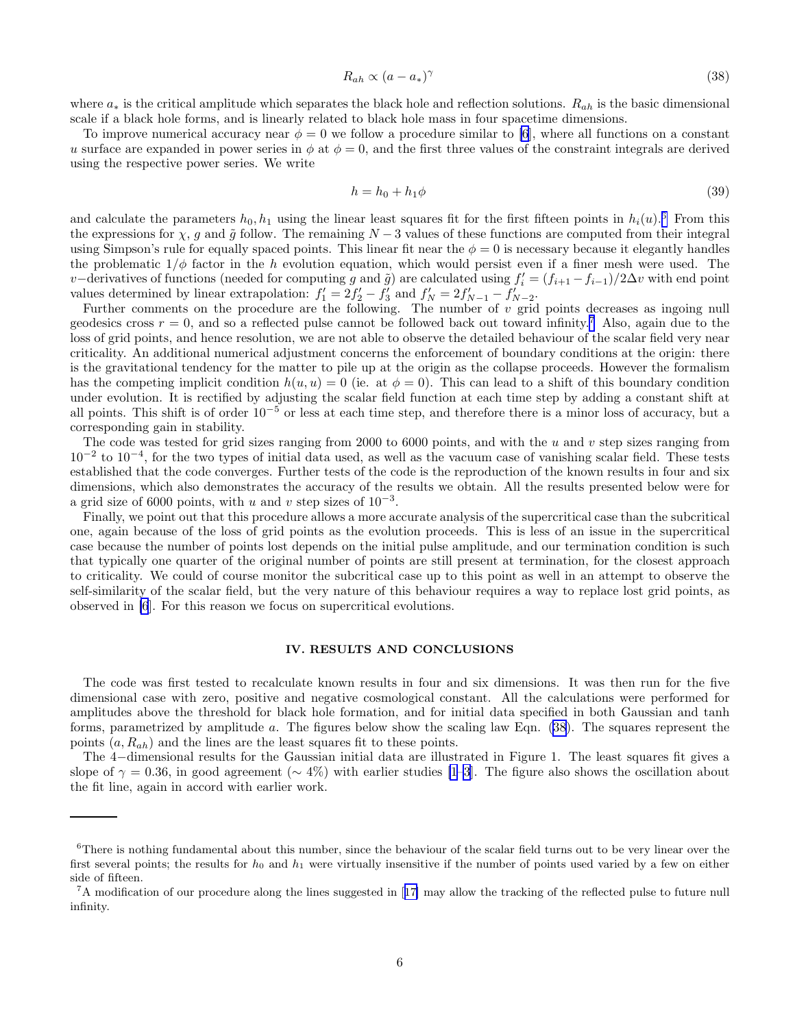$$R_{ah} \propto (a - a_*)^\gamma \tag{38}$$

where $a_*$ is the critical amplitude which separates the black hole and reflection solutions. $R_{ah}$ is the basic dimensional scale if a black hole forms, and is linearly related to black hole mass in four spacetime dimensions.

To improve numerical accuracy near $\phi = 0$ we follow a procedure similar to [6], where all functions on a constant $u$ surface are expanded in power series in $\phi$ at $\phi = 0$, and the first three values of the constraint integrals are derived using the respective power series. We write

$$h = h_0 + h_1 \phi \tag{39}$$

and calculate the parameters $h_0, h_1$ using the linear least squares fit for the first fifteen points in $h_i(u)$.[6] From this the expressions for $\chi$, $g$ and $\tilde{g}$ follow. The remaining $N-3$ values of these functions are computed from their integral using Simpson's rule for equally spaced points. This linear fit near the $\phi = 0$ is necessary because it elegantly handles the problematic $1/\phi$ factor in the $h$ evolution equation, which would persist even if a finer mesh were used. The $v-$derivatives of functions (needed for computing $g$ and $\tilde{g}$) are calculated using $f'_i = (f_{i+1} - f_{i-1})/2\Delta v$ with end point values determined by linear extrapolation: $f'_1 = 2f'_2 - f'_3$ and $f'_N = 2f'_{N-1} - f'_{N-2}$.

Further comments on the procedure are the following. The number of $v$ grid points decreases as ingoing null geodesics cross $r = 0$, and so a reflected pulse cannot be followed back out toward infinity.[7] Also, again due to the loss of grid points, and hence resolution, we are not able to observe the detailed behaviour of the scalar field very near criticality. An additional numerical adjustment concerns the enforcement of boundary conditions at the origin: there is the gravitational tendency for the matter to pile up at the origin as the collapse proceeds. However the formalism has the competing implicit condition $h(u, u) = 0$ (ie. at $\phi = 0$). This can lead to a shift of this boundary condition under evolution. It is rectified by adjusting the scalar field function at each time step by adding a constant shift at all points. This shift is of order $10^{-5}$ or less at each time step, and therefore there is a minor loss of accuracy, but a corresponding gain in stability.

The code was tested for grid sizes ranging from 2000 to 6000 points, and with the $u$ and $v$ step sizes ranging from $10^{-2}$ to $10^{-4}$, for the two types of initial data used, as well as the vacuum case of vanishing scalar field. These tests established that the code converges. Further tests of the code is the reproduction of the known results in four and six dimensions, which also demonstrates the accuracy of the results we obtain. All the results presented below were for a grid size of 6000 points, with $u$ and $v$ step sizes of $10^{-3}$.

Finally, we point out that this procedure allows a more accurate analysis of the supercritical case than the subcritical one, again because of the loss of grid points as the evolution proceeds. This is less of an issue in the supercritical case because the number of points lost depends on the initial pulse amplitude, and our termination condition is such that typically one quarter of the original number of points are still present at termination, for the closest approach to criticality. We could of course monitor the subcritical case up to this point as well in an attempt to observe the self-similarity of the scalar field, but the very nature of this behaviour requires a way to replace lost grid points, as observed in [6]. For this reason we focus on supercritical evolutions.

## IV. RESULTS AND CONCLUSIONS

The code was first tested to recalculate known results in four and six dimensions. It was then run for the five dimensional case with zero, positive and negative cosmological constant. All the calculations were performed for amplitudes above the threshold for black hole formation, and for initial data specified in both Gaussian and tanh forms, parametrized by amplitude $a$. The figures below show the scaling law Eqn. (38). The squares represent the points $(a, R_{ah})$ and the lines are the least squares fit to these points.

The 4−dimensional results for the Gaussian initial data are illustrated in Figure 1. The least squares fit gives a slope of $\gamma = 0.36$, in good agreement ($\sim 4\%$) with earlier studies [1–3]. The figure also shows the oscillation about the fit line, again in accord with earlier work.

---

[6] There is nothing fundamental about this number, since the behaviour of the scalar field turns out to be very linear over the first several points; the results for $h_0$ and $h_1$ were virtually insensitive if the number of points used varied by a few on either side of fifteen.

[7] A modification of our procedure along the lines suggested in [17] may allow the tracking of the reflected pulse to future null infinity.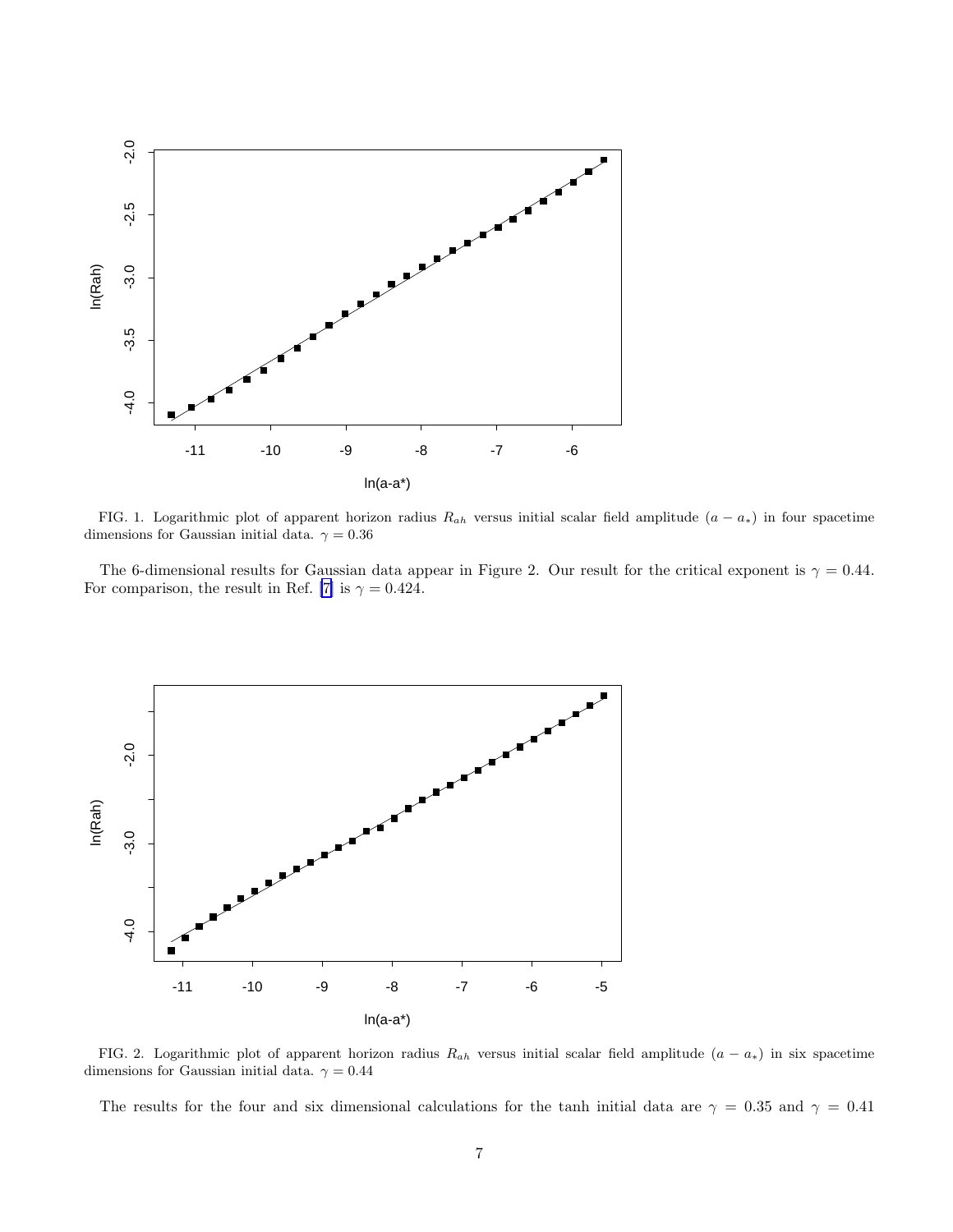FIG. 1. Logarithmic plot of apparent horizon radius $R_{ah}$ versus initial scalar field amplitude $(a - a_*)$ in four spacetime dimensions for Gaussian initial data. $\gamma = 0.36$

The 6-dimensional results for Gaussian data appear in Figure 2. Our result for the critical exponent is $\gamma = 0.44$. For comparison, the result in Ref. [7] is $\gamma = 0.424$.

FIG. 2. Logarithmic plot of apparent horizon radius $R_{ah}$ versus initial scalar field amplitude $(a - a_*)$ in six spacetime dimensions for Gaussian initial data. $\gamma = 0.44$

The results for the four and six dimensional calculations for the tanh initial data are $\gamma = 0.35$ and $\gamma = 0.41$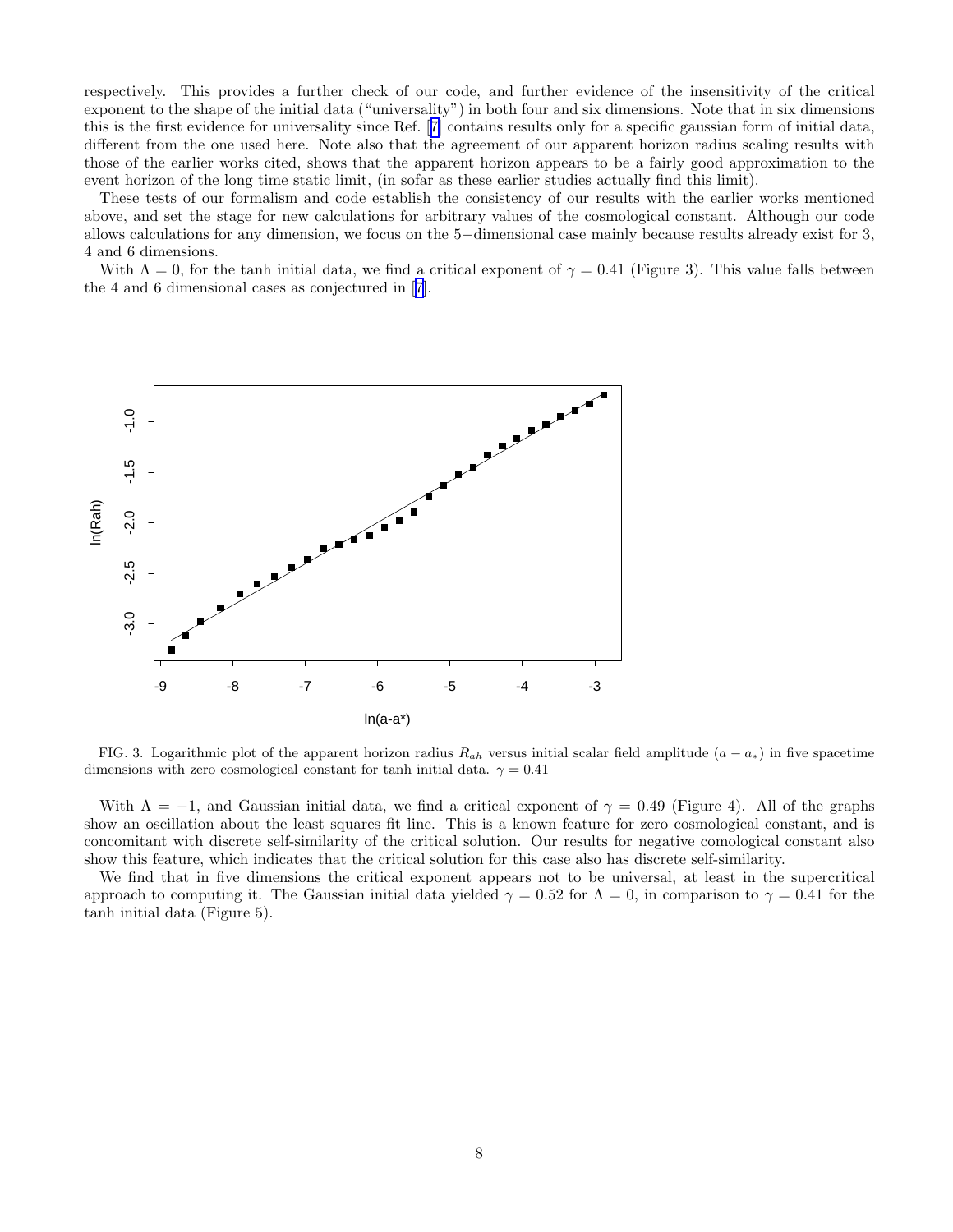respectively. This provides a further check of our code, and further evidence of the insensitivity of the critical exponent to the shape of the initial data ("universality") in both four and six dimensions. Note that in six dimensions this is the first evidence for universality since Ref. [7] contains results only for a specific gaussian form of initial data, different from the one used here. Note also that the agreement of our apparent horizon radius scaling results with those of the earlier works cited, shows that the apparent horizon appears to be a fairly good approximation to the event horizon of the long time static limit, (in sofar as these earlier studies actually find this limit).

These tests of our formalism and code establish the consistency of our results with the earlier works mentioned above, and set the stage for new calculations for arbitrary values of the cosmological constant. Although our code allows calculations for any dimension, we focus on the 5−dimensional case mainly because results already exist for 3, 4 and 6 dimensions.

With $\Lambda = 0$, for the tanh initial data, we find a critical exponent of $\gamma = 0.41$ (Figure 3). This value falls between the 4 and 6 dimensional cases as conjectured in [7].

FIG. 3. Logarithmic plot of the apparent horizon radius $R_{ah}$ versus initial scalar field amplitude $(a - a_*)$ in five spacetime dimensions with zero cosmological constant for tanh initial data. $\gamma = 0.41$

With $\Lambda = -1$, and Gaussian initial data, we find a critical exponent of $\gamma = 0.49$ (Figure 4). All of the graphs show an oscillation about the least squares fit line. This is a known feature for zero cosmological constant, and is concomitant with discrete self-similarity of the critical solution. Our results for negative comological constant also show this feature, which indicates that the critical solution for this case also has discrete self-similarity.

We find that in five dimensions the critical exponent appears not to be universal, at least in the supercritical approach to computing it. The Gaussian initial data yielded $\gamma = 0.52$ for $\Lambda = 0$, in comparison to $\gamma = 0.41$ for the tanh initial data (Figure 5).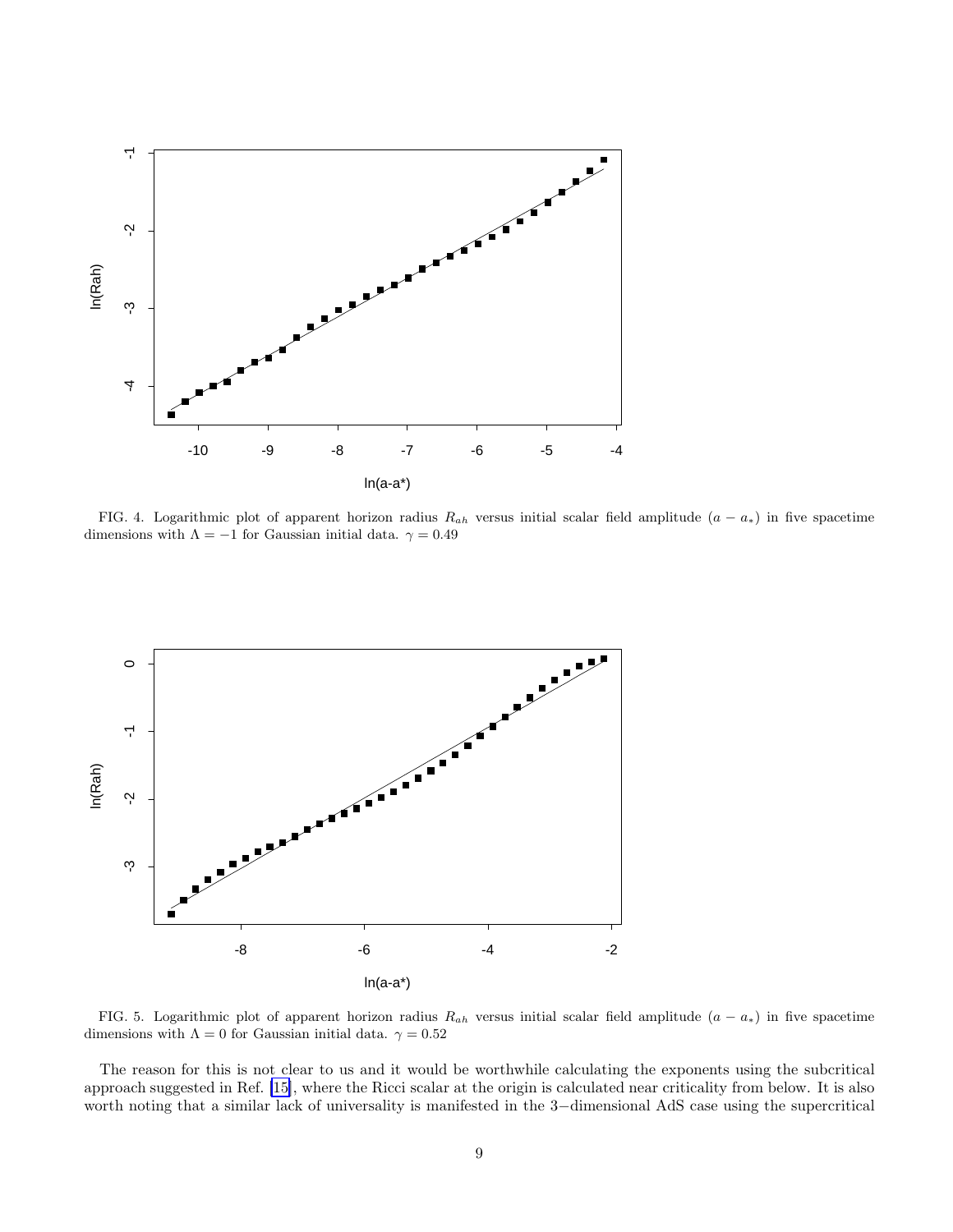FIG. 4. Logarithmic plot of apparent horizon radius $R_{ah}$ versus initial scalar field amplitude $(a - a_*)$ in five spacetime dimensions with $\Lambda = -1$ for Gaussian initial data. $\gamma = 0.49$

FIG. 5. Logarithmic plot of apparent horizon radius $R_{ah}$ versus initial scalar field amplitude $(a - a_*)$ in five spacetime dimensions with $\Lambda = 0$ for Gaussian initial data. $\gamma = 0.52$

The reason for this is not clear to us and it would be worthwhile calculating the exponents using the subcritical approach suggested in Ref. [15], where the Ricci scalar at the origin is calculated near criticality from below. It is also worth noting that a similar lack of universality is manifested in the 3−dimensional AdS case using the supercritical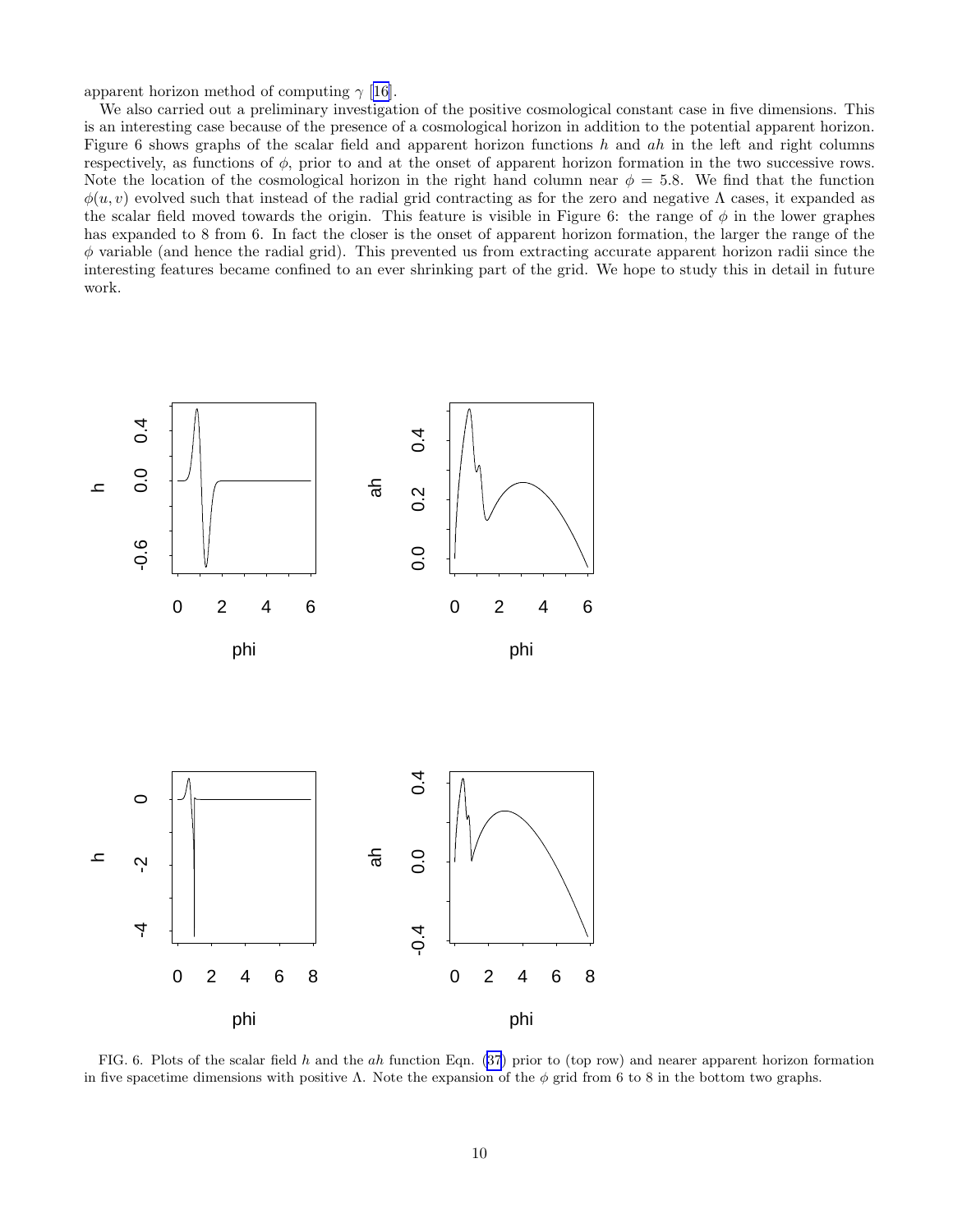apparent horizon method of computing $\gamma$ [16].

We also carried out a preliminary investigation of the positive cosmological constant case in five dimensions. This is an interesting case because of the presence of a cosmological horizon in addition to the potential apparent horizon. Figure 6 shows graphs of the scalar field and apparent horizon functions $h$ and $ah$ in the left and right columns respectively, as functions of $\phi$, prior to and at the onset of apparent horizon formation in the two successive rows. Note the location of the cosmological horizon in the right hand column near $\phi = 5.8$. We find that the function $\phi(u, v)$ evolved such that instead of the radial grid contracting as for the zero and negative $\Lambda$ cases, it expanded as the scalar field moved towards the origin. This feature is visible in Figure 6: the range of $\phi$ in the lower graphes has expanded to 8 from 6. In fact the closer is the onset of apparent horizon formation, the larger the range of the $\phi$ variable (and hence the radial grid). This prevented us from extracting accurate apparent horizon radii since the interesting features became confined to an ever shrinking part of the grid. We hope to study this in detail in future work.

FIG. 6. Plots of the scalar field $h$ and the $ah$ function Eqn. (37) prior to (top row) and nearer apparent horizon formation in five spacetime dimensions with positive $\Lambda$. Note the expansion of the $\phi$ grid from 6 to 8 in the bottom two graphs.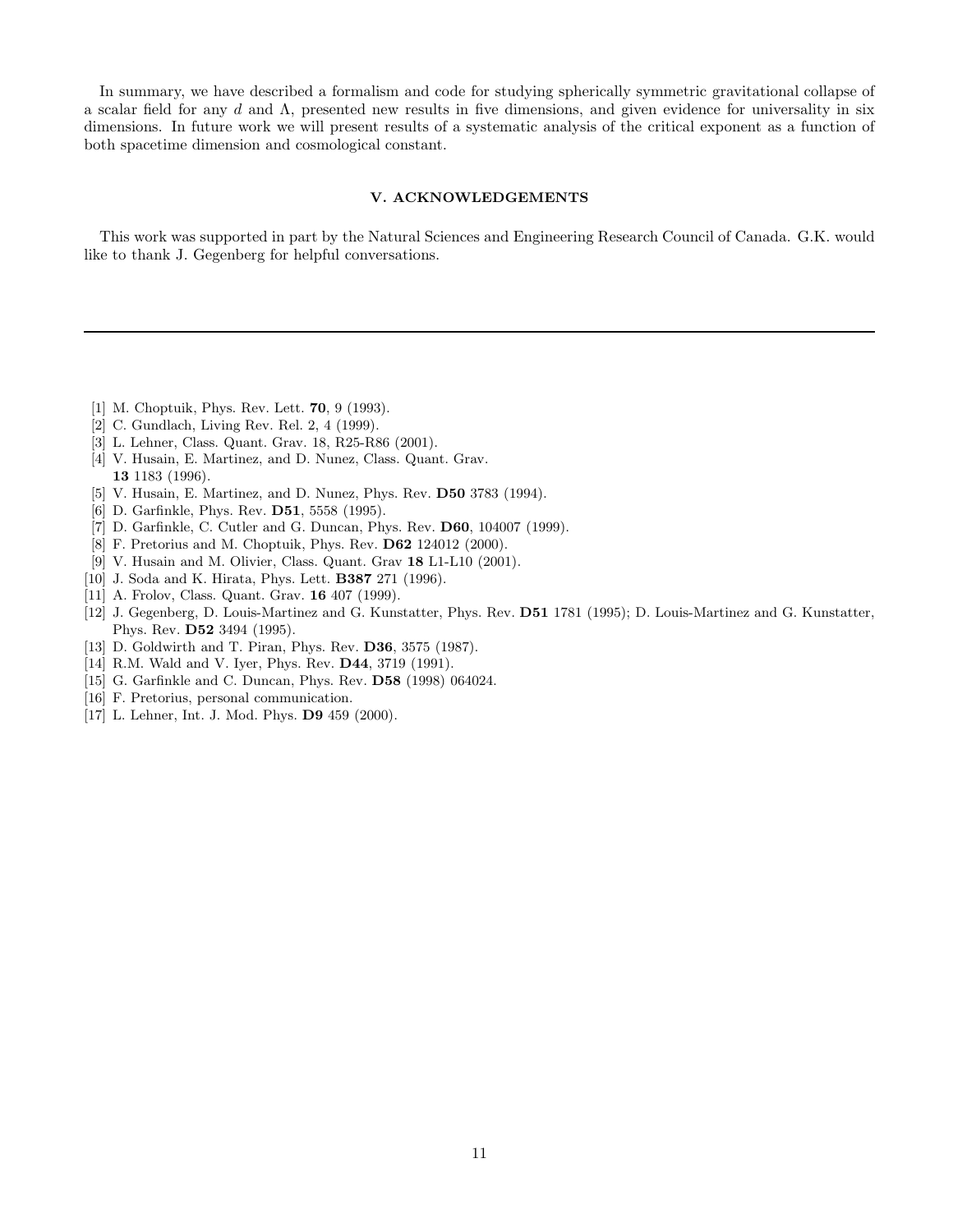In summary, we have described a formalism and code for studying spherically symmetric gravitational collapse of a scalar field for any $d$ and $\Lambda$, presented new results in five dimensions, and given evidence for universality in six dimensions. In future work we will present results of a systematic analysis of the critical exponent as a function of both spacetime dimension and cosmological constant.

## V. ACKNOWLEDGEMENTS

This work was supported in part by the Natural Sciences and Engineering Research Council of Canada. G.K. would like to thank J. Gegenberg for helpful conversations.

---

[1] M. Choptuik, Phys. Rev. Lett. **70**, 9 (1993).
[2] C. Gundlach, Living Rev. Rel. 2, 4 (1999).
[3] L. Lehner, Class. Quant. Grav. 18, R25-R86 (2001).
[4] V. Husain, E. Martinez, and D. Nunez, Class. Quant. Grav. **13** 1183 (1996).
[5] V. Husain, E. Martinez, and D. Nunez, Phys. Rev. **D50** 3783 (1994).
[6] D. Garfinkle, Phys. Rev. **D51**, 5558 (1995).
[7] D. Garfinkle, C. Cutler and G. Duncan, Phys. Rev. **D60**, 104007 (1999).
[8] F. Pretorius and M. Choptuik, Phys. Rev. **D62** 124012 (2000).
[9] V. Husain and M. Olivier, Class. Quant. Grav **18** L1-L10 (2001).
[10] J. Soda and K. Hirata, Phys. Lett. **B387** 271 (1996).
[11] A. Frolov, Class. Quant. Grav. **16** 407 (1999).
[12] J. Gegenberg, D. Louis-Martinez and G. Kunstatter, Phys. Rev. **D51** 1781 (1995); D. Louis-Martinez and G. Kunstatter, Phys. Rev. **D52** 3494 (1995).
[13] D. Goldwirth and T. Piran, Phys. Rev. **D36**, 3575 (1987).
[14] R.M. Wald and V. Iyer, Phys. Rev. **D44**, 3719 (1991).
[15] G. Garfinkle and C. Duncan, Phys. Rev. **D58** (1998) 064024.
[16] F. Pretorius, personal communication.
[17] L. Lehner, Int. J. Mod. Phys. **D9** 459 (2000).